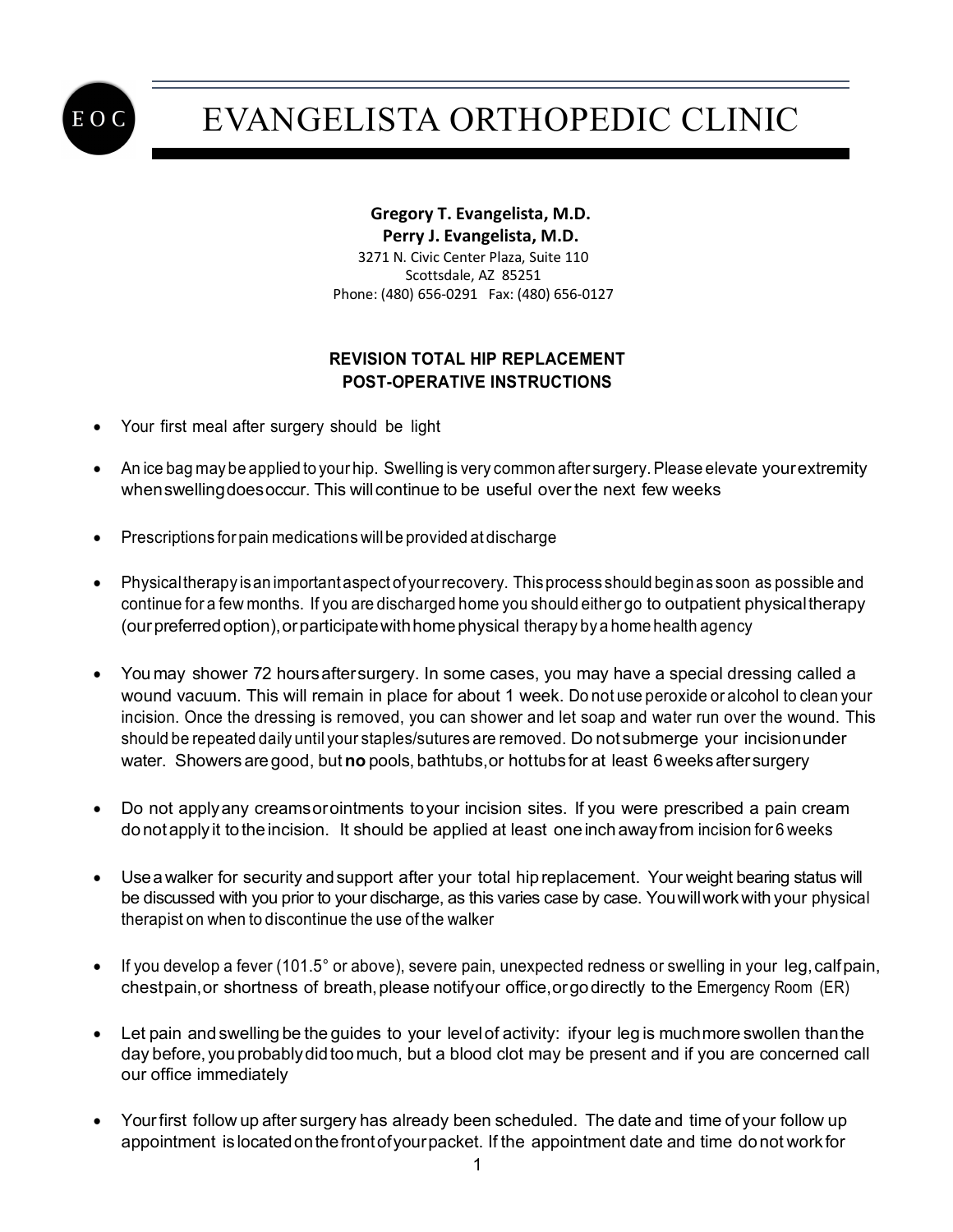# EVANGELISTA ORTHOPEDIC CLINIC

**Gregory T. Evangelista, M.D.**
**Perry J. Evangelista, M.D.**
3271 N. Civic Center Plaza, Suite 110
Scottsdale, AZ 85251
Phone: (480) 656-0291 Fax: (480) 656-0127

## REVISION TOTAL HIP REPLACEMENT POST-OPERATIVE INSTRUCTIONS

- Your first meal after surgery should be light
- An ice bag may be applied to your hip. Swelling is very common after surgery. Please elevate your extremity when swelling does occur. This will continue to be useful over the next few weeks
- Prescriptions for pain medications will be provided at discharge
- Physical therapy is an important aspect of your recovery. This process should begin as soon as possible and continue for a few months. If you are discharged home you should either go to outpatient physical therapy (our preferred option), or participate with home physical therapy by a home health agency
- You may shower 72 hours after surgery. In some cases, you may have a special dressing called a wound vacuum. This will remain in place for about 1 week. Do not use peroxide or alcohol to clean your incision. Once the dressing is removed, you can shower and let soap and water run over the wound. This should be repeated daily until your staples/sutures are removed. Do not submerge your incision under water. Showers are good, but **no** pools, bathtubs, or hot tubs for at least 6 weeks after surgery
- Do not apply any creams or ointments to your incision sites. If you were prescribed a pain cream do not apply it to the incision. It should be applied at least one inch away from incision for 6 weeks
- Use a walker for security and support after your total hip replacement. Your weight bearing status will be discussed with you prior to your discharge, as this varies case by case. You will work with your physical therapist on when to discontinue the use of the walker
- If you develop a fever (101.5° or above), severe pain, unexpected redness or swelling in your leg, calf pain, chest pain, or shortness of breath, please notify our office, or go directly to the Emergency Room (ER)
- Let pain and swelling be the guides to your level of activity: if your leg is much more swollen than the day before, you probably did too much, but a blood clot may be present and if you are concerned call our office immediately
- Your first follow up after surgery has already been scheduled. The date and time of your follow up appointment is located on the front of your packet. If the appointment date and time do not work for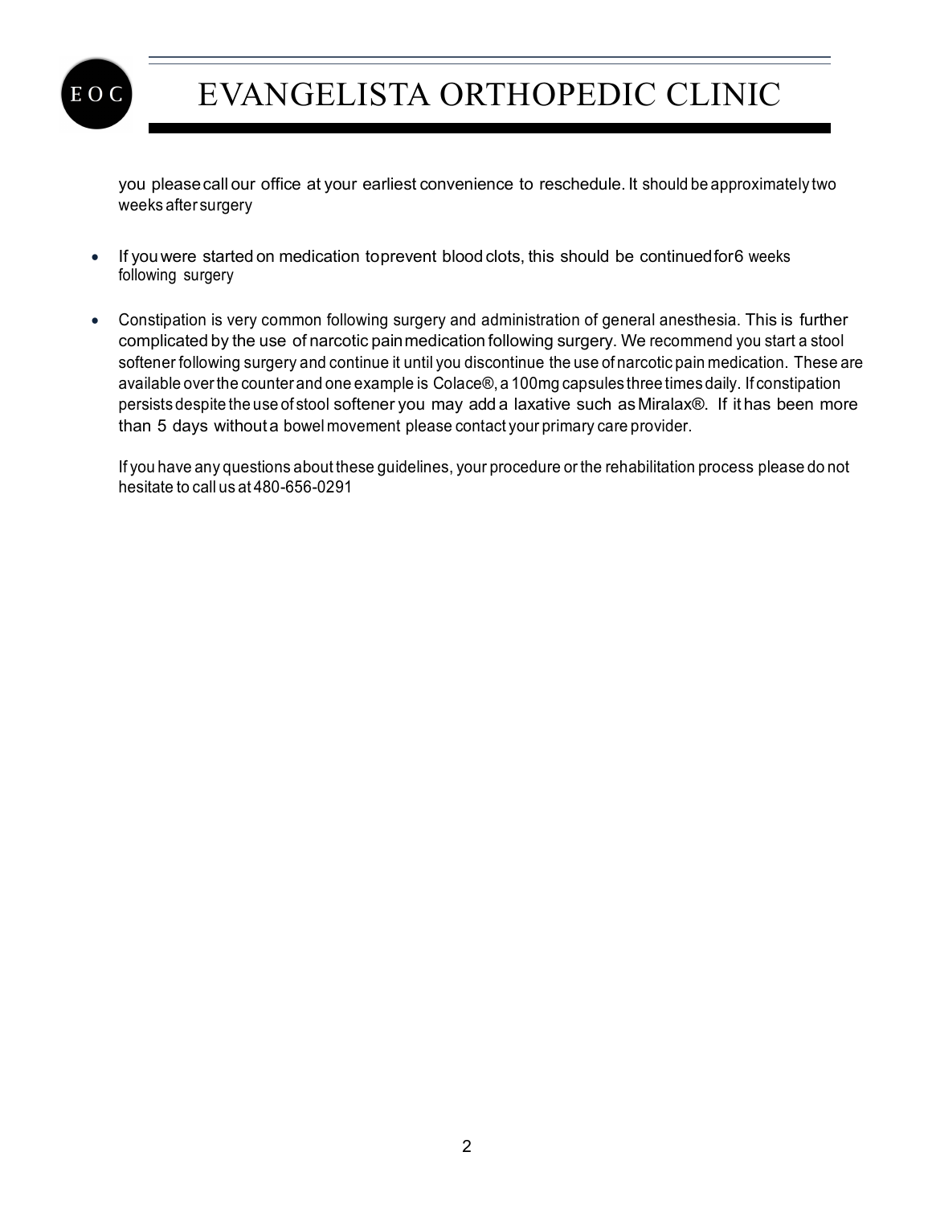you please call our office at your earliest convenience to reschedule. It should be approximately two weeks after surgery

- If you were started on medication to prevent blood clots, this should be continued for 6 weeks following surgery

- Constipation is very common following surgery and administration of general anesthesia. This is further complicated by the use of narcotic pain medication following surgery. We recommend you start a stool softener following surgery and continue it until you discontinue the use of narcotic pain medication. These are available over the counter and one example is Colace®, a 100mg capsules three times daily. If constipation persists despite the use of stool softener you may add a laxative such as Miralax®. If it has been more than 5 days without a bowel movement please contact your primary care provider.

  If you have any questions about these guidelines, your procedure or the rehabilitation process please do not hesitate to call us at 480-656-0291